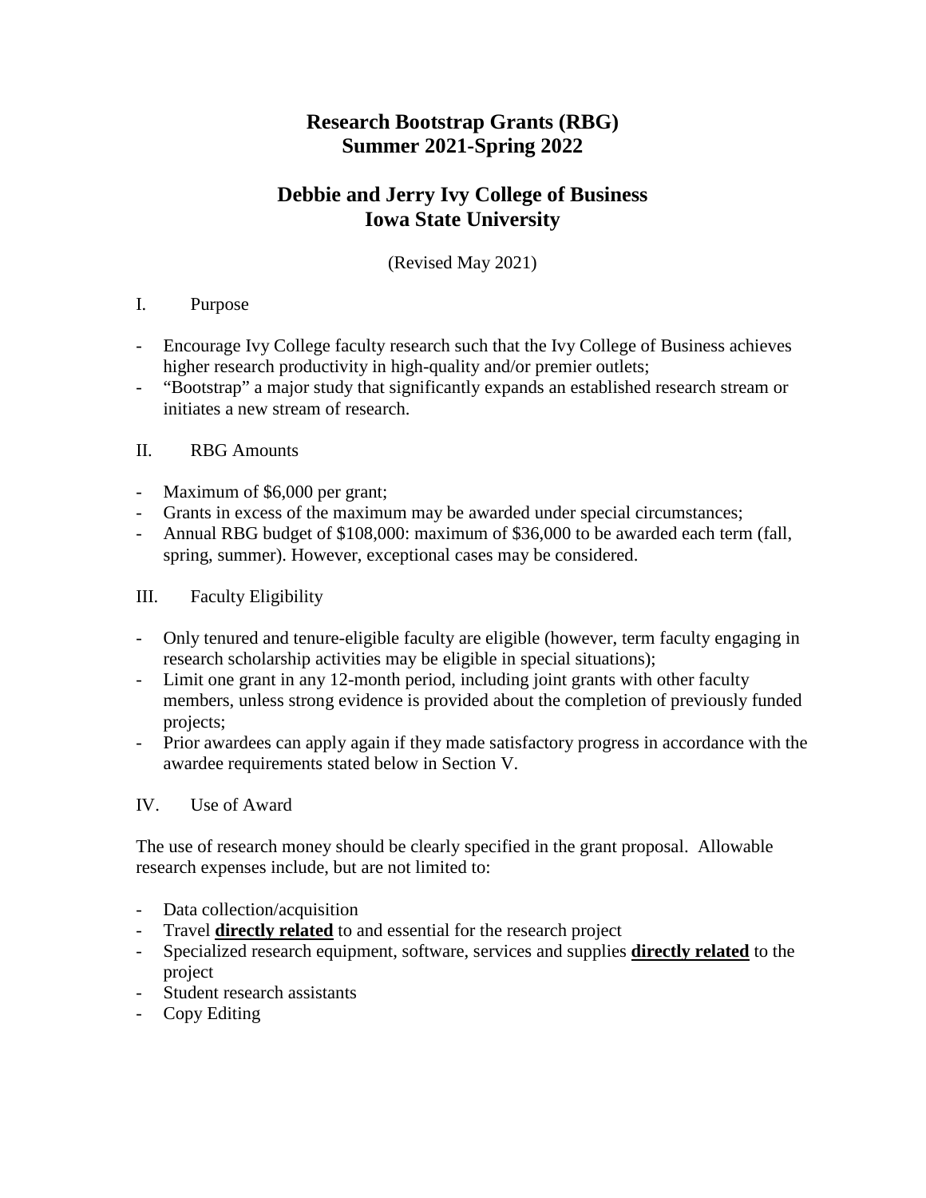# Research Bootstrap Grants (RBG)
# Summer 2021-Spring 2022

## Debbie and Jerry Ivy College of Business
## Iowa State University

(Revised May 2021)

I. Purpose

- Encourage Ivy College faculty research such that the Ivy College of Business achieves higher research productivity in high-quality and/or premier outlets;
- "Bootstrap" a major study that significantly expands an established research stream or initiates a new stream of research.

II. RBG Amounts

- Maximum of $6,000 per grant;
- Grants in excess of the maximum may be awarded under special circumstances;
- Annual RBG budget of $108,000: maximum of $36,000 to be awarded each term (fall, spring, summer). However, exceptional cases may be considered.

III. Faculty Eligibility

- Only tenured and tenure-eligible faculty are eligible (however, term faculty engaging in research scholarship activities may be eligible in special situations);
- Limit one grant in any 12-month period, including joint grants with other faculty members, unless strong evidence is provided about the completion of previously funded projects;
- Prior awardees can apply again if they made satisfactory progress in accordance with the awardee requirements stated below in Section V.

IV. Use of Award

The use of research money should be clearly specified in the grant proposal. Allowable research expenses include, but are not limited to:

- Data collection/acquisition
- Travel **directly related** to and essential for the research project
- Specialized research equipment, software, services and supplies **directly related** to the project
- Student research assistants
- Copy Editing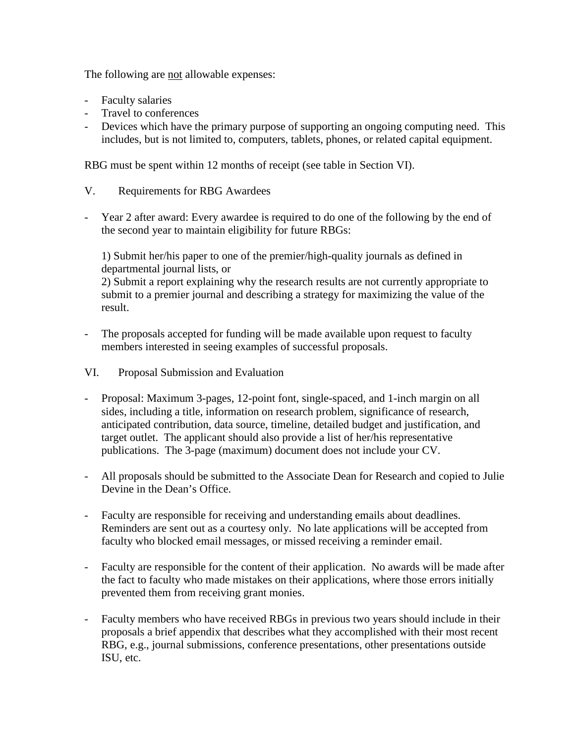The following are <u>not</u> allowable expenses:

- Faculty salaries
- Travel to conferences
- Devices which have the primary purpose of supporting an ongoing computing need. This includes, but is not limited to, computers, tablets, phones, or related capital equipment.

RBG must be spent within 12 months of receipt (see table in Section VI).

## V. Requirements for RBG Awardees

- Year 2 after award: Every awardee is required to do one of the following by the end of the second year to maintain eligibility for future RBGs:

  1) Submit her/his paper to one of the premier/high-quality journals as defined in departmental journal lists, or
  2) Submit a report explaining why the research results are not currently appropriate to submit to a premier journal and describing a strategy for maximizing the value of the result.

- The proposals accepted for funding will be made available upon request to faculty members interested in seeing examples of successful proposals.

## VI. Proposal Submission and Evaluation

- Proposal: Maximum 3-pages, 12-point font, single-spaced, and 1-inch margin on all sides, including a title, information on research problem, significance of research, anticipated contribution, data source, timeline, detailed budget and justification, and target outlet. The applicant should also provide a list of her/his representative publications. The 3-page (maximum) document does not include your CV.

- All proposals should be submitted to the Associate Dean for Research and copied to Julie Devine in the Dean's Office.

- Faculty are responsible for receiving and understanding emails about deadlines. Reminders are sent out as a courtesy only. No late applications will be accepted from faculty who blocked email messages, or missed receiving a reminder email.

- Faculty are responsible for the content of their application. No awards will be made after the fact to faculty who made mistakes on their applications, where those errors initially prevented them from receiving grant monies.

- Faculty members who have received RBGs in previous two years should include in their proposals a brief appendix that describes what they accomplished with their most recent RBG, e.g., journal submissions, conference presentations, other presentations outside ISU, etc.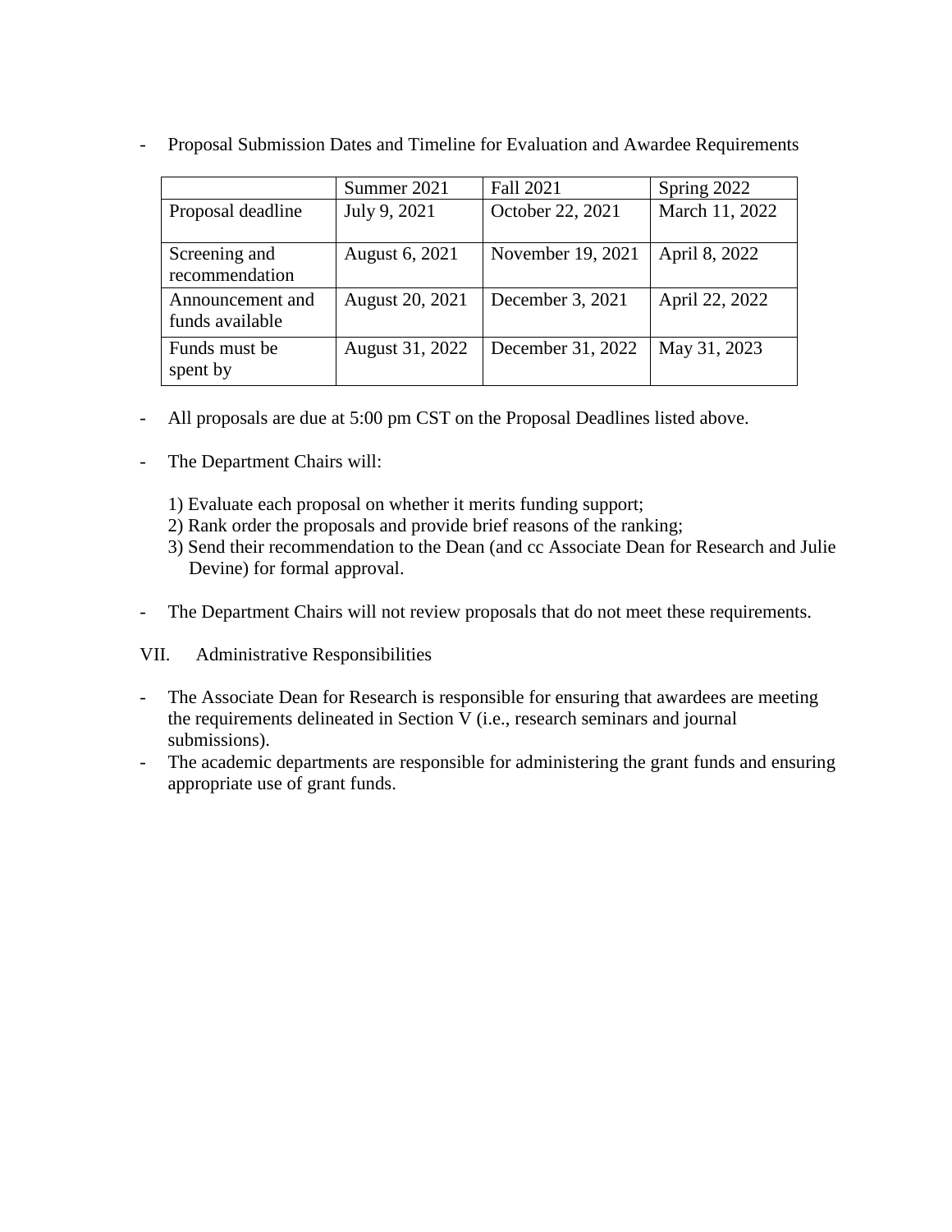- Proposal Submission Dates and Timeline for Evaluation and Awardee Requirements

| | Summer 2021 | Fall 2021 | Spring 2022 |
|---|---|---|---|
| Proposal deadline | July 9, 2021 | October 22, 2021 | March 11, 2022 |
| Screening and recommendation | August 6, 2021 | November 19, 2021 | April 8, 2022 |
| Announcement and funds available | August 20, 2021 | December 3, 2021 | April 22, 2022 |
| Funds must be spent by | August 31, 2022 | December 31, 2022 | May 31, 2023 |

- All proposals are due at 5:00 pm CST on the Proposal Deadlines listed above.

- The Department Chairs will:

  1) Evaluate each proposal on whether it merits funding support;
  2) Rank order the proposals and provide brief reasons of the ranking;
  3) Send their recommendation to the Dean (and cc Associate Dean for Research and Julie Devine) for formal approval.

- The Department Chairs will not review proposals that do not meet these requirements.

VII. Administrative Responsibilities

- The Associate Dean for Research is responsible for ensuring that awardees are meeting the requirements delineated in Section V (i.e., research seminars and journal submissions).
- The academic departments are responsible for administering the grant funds and ensuring appropriate use of grant funds.